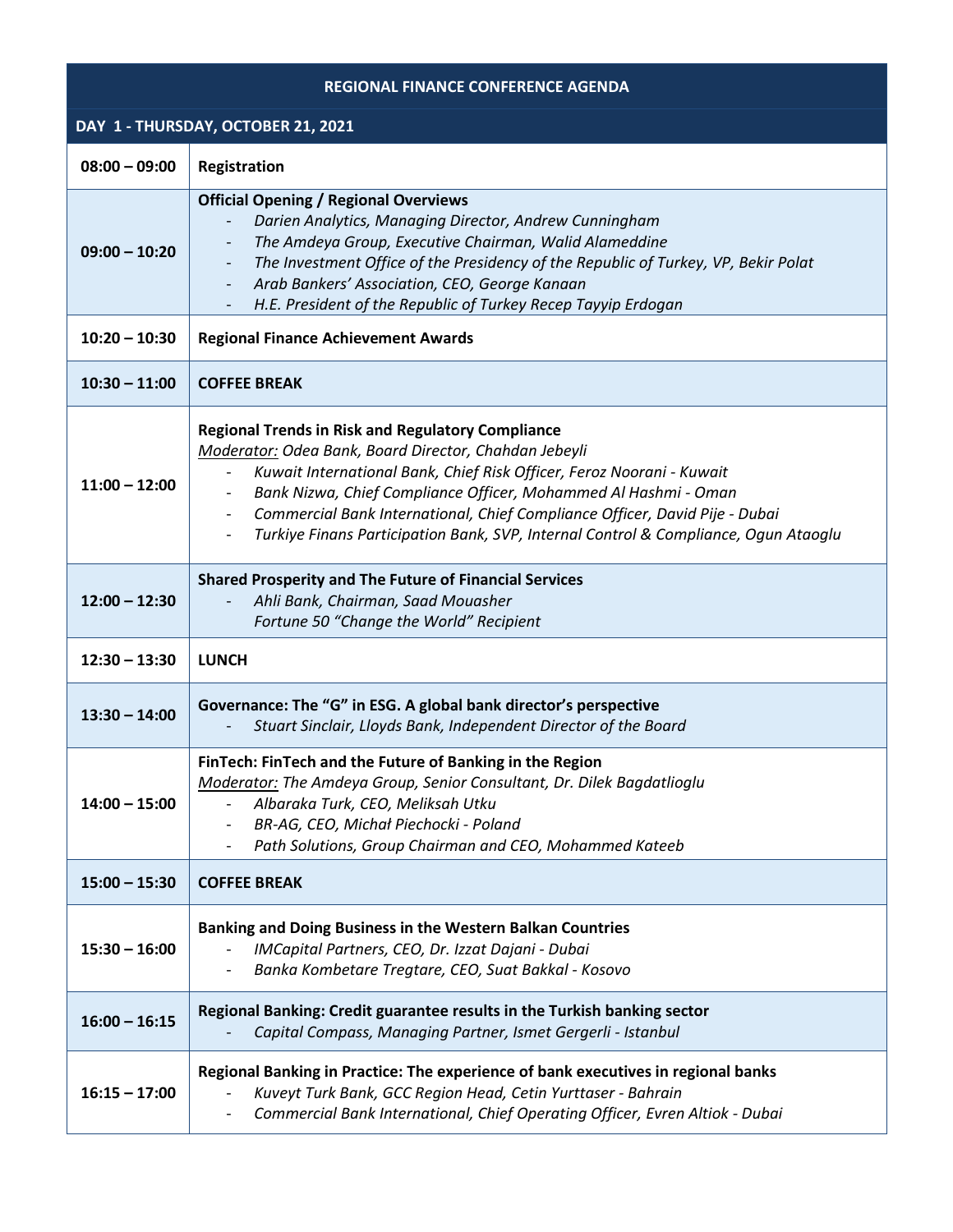# REGIONAL FINANCE CONFERENCE AGENDA

## DAY 1 - THURSDAY, OCTOBER 21, 2021

| Time | Session |
|---|---|
| **08:00 – 09:00** | **Registration** |
| **09:00 – 10:20** | **Official Opening / Regional Overviews**<br>- *Darien Analytics, Managing Director, Andrew Cunningham*<br>- *The Amdeya Group, Executive Chairman, Walid Alameddine*<br>- *The Investment Office of the Presidency of the Republic of Turkey, VP, Bekir Polat*<br>- *Arab Bankers' Association, CEO, George Kanaan*<br>- *H.E. President of the Republic of Turkey Recep Tayyip Erdogan* |
| **10:20 – 10:30** | **Regional Finance Achievement Awards** |
| **10:30 – 11:00** | **COFFEE BREAK** |
| **11:00 – 12:00** | **Regional Trends in Risk and Regulatory Compliance**<br>*Moderator: Odea Bank, Board Director, Chahdan Jebeyli*<br>- *Kuwait International Bank, Chief Risk Officer, Feroz Noorani - Kuwait*<br>- *Bank Nizwa, Chief Compliance Officer, Mohammed Al Hashmi - Oman*<br>- *Commercial Bank International, Chief Compliance Officer, David Pije - Dubai*<br>- *Turkiye Finans Participation Bank, SVP, Internal Control & Compliance, Ogun Ataoglu* |
| **12:00 – 12:30** | **Shared Prosperity and The Future of Financial Services**<br>- *Ahli Bank, Chairman, Saad Mouasher*<br>*Fortune 50 "Change the World" Recipient* |
| **12:30 – 13:30** | **LUNCH** |
| **13:30 – 14:00** | **Governance: The "G" in ESG. A global bank director's perspective**<br>- *Stuart Sinclair, Lloyds Bank, Independent Director of the Board* |
| **14:00 – 15:00** | **FinTech: FinTech and the Future of Banking in the Region**<br>*Moderator: The Amdeya Group, Senior Consultant, Dr. Dilek Bagdatlioglu*<br>- *Albaraka Turk, CEO, Meliksah Utku*<br>- *BR-AG, CEO, Michał Piechocki - Poland*<br>- *Path Solutions, Group Chairman and CEO, Mohammed Kateeb* |
| **15:00 – 15:30** | **COFFEE BREAK** |
| **15:30 – 16:00** | **Banking and Doing Business in the Western Balkan Countries**<br>- *IMCapital Partners, CEO, Dr. Izzat Dajani - Dubai*<br>- *Banka Kombetare Tregtare, CEO, Suat Bakkal - Kosovo* |
| **16:00 – 16:15** | **Regional Banking: Credit guarantee results in the Turkish banking sector**<br>- *Capital Compass, Managing Partner, Ismet Gergerli - Istanbul* |
| **16:15 – 17:00** | **Regional Banking in Practice: The experience of bank executives in regional banks**<br>- *Kuveyt Turk Bank, GCC Region Head, Cetin Yurttaser - Bahrain*<br>- *Commercial Bank International, Chief Operating Officer, Evren Altiok - Dubai* |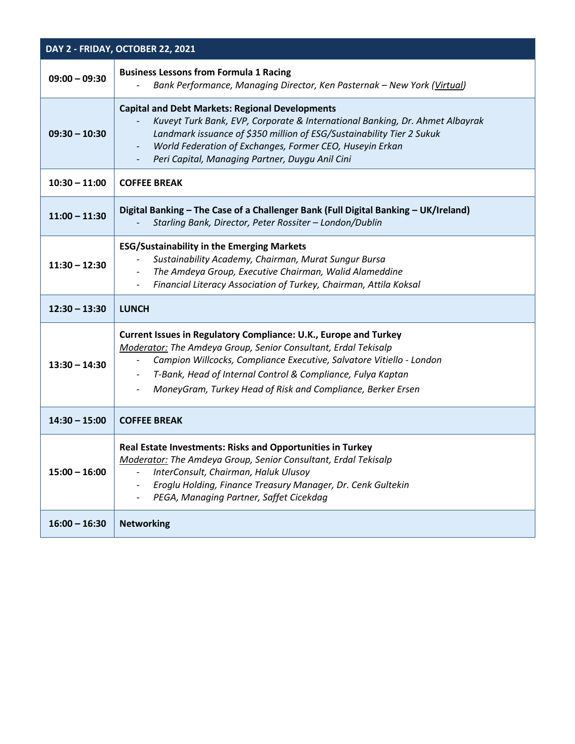| DAY 2 - FRIDAY, OCTOBER 22, 2021 | |
|---|---|
| **09:00 – 09:30** | **Business Lessons from Formula 1 Racing**<br>- *Bank Performance, Managing Director, Ken Pasternak – New York (Virtual)* |
| **09:30 – 10:30** | **Capital and Debt Markets: Regional Developments**<br>- *Kuveyt Turk Bank, EVP, Corporate & International Banking, Dr. Ahmet Albayrak Landmark issuance of $350 million of ESG/Sustainability Tier 2 Sukuk*<br>- *World Federation of Exchanges, Former CEO, Huseyin Erkan*<br>- *Peri Capital, Managing Partner, Duygu Anil Cini* |
| **10:30 – 11:00** | **COFFEE BREAK** |
| **11:00 – 11:30** | **Digital Banking – The Case of a Challenger Bank (Full Digital Banking – UK/Ireland)**<br>- *Starling Bank, Director, Peter Rossiter – London/Dublin* |
| **11:30 – 12:30** | **ESG/Sustainability in the Emerging Markets**<br>- *Sustainability Academy, Chairman, Murat Sungur Bursa*<br>- *The Amdeya Group, Executive Chairman, Walid Alameddine*<br>- *Financial Literacy Association of Turkey, Chairman, Attila Koksal* |
| **12:30 – 13:30** | **LUNCH** |
| **13:30 – 14:30** | **Current Issues in Regulatory Compliance: U.K., Europe and Turkey**<br>*Moderator: The Amdeya Group, Senior Consultant, Erdal Tekisalp*<br>- *Campion Willcocks, Compliance Executive, Salvatore Vitiello - London*<br>- *T-Bank, Head of Internal Control & Compliance, Fulya Kaptan*<br>- *MoneyGram, Turkey Head of Risk and Compliance, Berker Ersen* |
| **14:30 – 15:00** | **COFFEE BREAK** |
| **15:00 – 16:00** | **Real Estate Investments: Risks and Opportunities in Turkey**<br>*Moderator: The Amdeya Group, Senior Consultant, Erdal Tekisalp*<br>- *InterConsult, Chairman, Haluk Ulusoy*<br>- *Eroglu Holding, Finance Treasury Manager, Dr. Cenk Gultekin*<br>- *PEGA, Managing Partner, Saffet Cicekdag* |
| **16:00 – 16:30** | **Networking** |